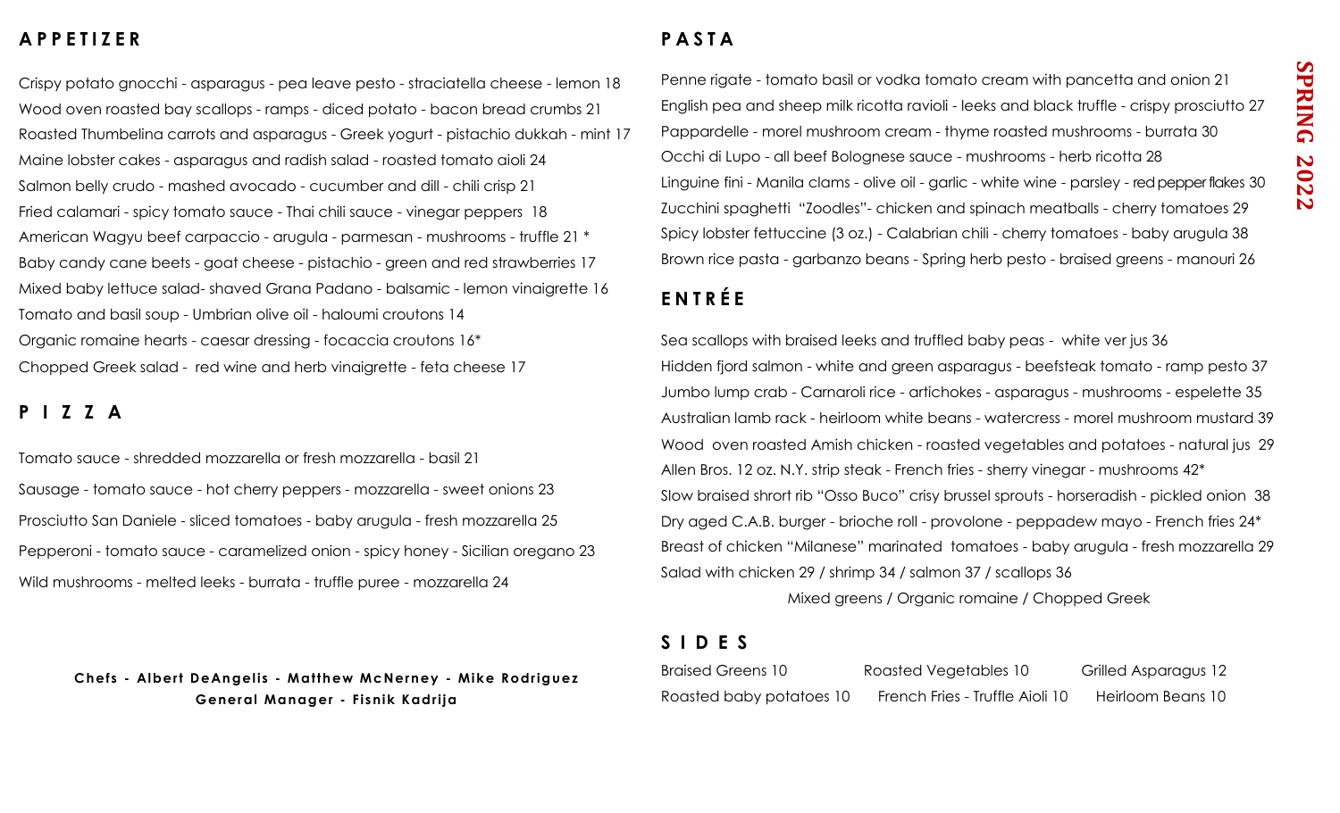# SPRING 2022

## APPETIZER

Crispy potato gnocchi - asparagus - pea leave pesto - straciatella cheese - lemon 18

Wood oven roasted bay scallops - ramps - diced potato - bacon bread crumbs 21

Roasted Thumbelina carrots and asparagus - Greek yogurt - pistachio dukkah - mint 17

Maine lobster cakes - asparagus and radish salad - roasted tomato aioli 24

Salmon belly crudo - mashed avocado - cucumber and dill - chili crisp 21

Fried calamari - spicy tomato sauce - Thai chili sauce - vinegar peppers 18

American Wagyu beef carpaccio - arugula - parmesan - mushrooms - truffle 21 *

Baby candy cane beets - goat cheese - pistachio - green and red strawberries 17

Mixed baby lettuce salad- shaved Grana Padano - balsamic - lemon vinaigrette 16

Tomato and basil soup - Umbrian olive oil - haloumi croutons 14

Organic romaine hearts - caesar dressing - focaccia croutons 16*

Chopped Greek salad - red wine and herb vinaigrette - feta cheese 17

## PIZZA

Tomato sauce - shredded mozzarella or fresh mozzarella - basil 21

Sausage - tomato sauce - hot cherry peppers - mozzarella - sweet onions 23

Prosciutto San Daniele - sliced tomatoes - baby arugula - fresh mozzarella 25

Pepperoni - tomato sauce - caramelized onion - spicy honey - Sicilian oregano 23

Wild mushrooms - melted leeks - burrata - truffle puree - mozzarella 24

**Chefs - Albert DeAngelis - Matthew McNerney - Mike Rodriguez**
**General Manager - Fisnik Kadrija**

## PASTA

Penne rigate - tomato basil or vodka tomato cream with pancetta and onion 21

English pea and sheep milk ricotta ravioli - leeks and black truffle - crispy prosciutto 27

Pappardelle - morel mushroom cream - thyme roasted mushrooms - burrata 30

Occhi di Lupo - all beef Bolognese sauce - mushrooms - herb ricotta 28

Linguine fini - Manila clams - olive oil - garlic - white wine - parsley - red pepper flakes 30

Zucchini spaghetti "Zoodles"- chicken and spinach meatballs - cherry tomatoes 29

Spicy lobster fettuccine (3 oz.) - Calabrian chili - cherry tomatoes - baby arugula 38

Brown rice pasta - garbanzo beans - Spring herb pesto - braised greens - manouri 26

## ENTRÉE

Sea scallops with braised leeks and truffled baby peas - white ver jus 36

Hidden fjord salmon - white and green asparagus - beefsteak tomato - ramp pesto 37

Jumbo lump crab - Carnaroli rice - artichokes - asparagus - mushrooms - espelette 35

Australian lamb rack - heirloom white beans - watercress - morel mushroom mustard 39

Wood oven roasted Amish chicken - roasted vegetables and potatoes - natural jus 29

Allen Bros. 12 oz. N.Y. strip steak - French fries - sherry vinegar - mushrooms 42*

Slow braised shrort rib "Osso Buco" crisy brussel sprouts - horseradish - pickled onion 38

Dry aged C.A.B. burger - brioche roll - provolone - peppadew mayo - French fries 24*

Breast of chicken "Milanese" marinated tomatoes - baby arugula - fresh mozzarella 29

Salad with chicken 29 / shrimp 34 / salmon 37 / scallops 36

Mixed greens / Organic romaine / Chopped Greek

## SIDES

Braised Greens 10

Roasted Vegetables 10

Grilled Asparagus 12

Roasted baby potatoes 10

French Fries - Truffle Aioli 10

Heirloom Beans 10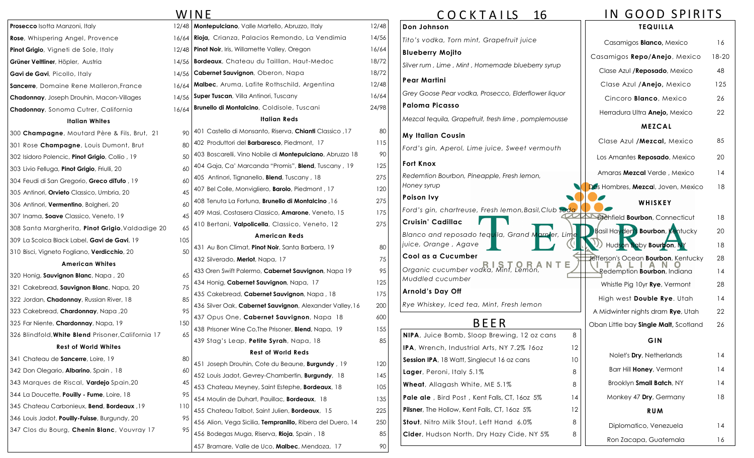# WINE

| | |
|---|---|
| **Prosecco** Isotta Manzoni, Italy | 12/48 |
| **Rose**, Whispering Angel, Provence | 16/64 |
| **Pinot Grigio**, Vigneti de Sole, Italy | 12/48 |
| **Grüner Veltliner**, Höpler, Austria | 14/56 |
| **Gavi de Gavi**, Picollo, Italy | 14/56 |
| **Sancerre**, Domaine Rene Malleron, France | 16/64 |
| **Chadonnay**, Joseph Drouhin, Macon-Villages | 14/56 |
| **Chadonnay**, Sonoma Cutrer, California | 16/64 |

### Italian Whites

| | |
|---|---|
| 300 **Champagne**, Moutard Père & Fils, Brut, 21 | 90 |
| 301 Rose **Champagne**, Louis Dumont, Brut | 80 |
| 302 Isidoro Polencic, **Pinot Grigio**, Collio , 19 | 50 |
| 303 Livio Felluga, **Pinot Grigio**, Friulli, 20 | 60 |
| 304 Feudi di San Gregorio, **Greco diTufo** , 19 | 60 |
| 305 Antinori, **Orvieto** Classico, Umbria, 20 | 45 |
| 306 Antinori, **Vermentino**, Bolgheri, 20 | 60 |
| 307 Inama, **Soave** Classico, Veneto, 19 | 45 |
| 308 Santa Margherita, **Pinot Grigio**, Valdadige 20 | 65 |
| 309 La Scolca Black Label, **Gavi de Gavi**, 19 | 105 |
| 310 Bisci, Vigneto Fogliano, **Verdicchio**, 20 | 50 |

### American Whites

| | |
|---|---|
| 320 Honig, **Sauvignon Blanc**, Napa , 20 | 65 |
| 321 Cakebread, **Sauvignon Blanc**, Napa, 20 | 75 |
| 322 Jordan, **Chadonnay**, Russian River, 18 | 85 |
| 323 Cakebread, **Chardonnay**, Napa ,20 | 95 |
| 325 Far Niente, **Chardonnay**, Napa, 19 | 150 |
| 326 Blindfold, **White Blend** Prisoner, California 17 | 65 |

### Rest of World Whites

| | |
|---|---|
| 341 Chateau de **Sancerre**, Loire, 19 | 80 |
| 342 Don Olegario, **Albarino**, Spain , 18 | 60 |
| 343 Marques de Riscal, **Vardejo** Spain,20 | 45 |
| 344 La Doucette, **Pouilly - Fume**, Loire, 18 | 95 |
| 345 Chateau Carbonieux, **Bend, Bordeaux** ,19 | 110 |
| 346 Louis Jadot, **Pouilly-Fuisse**, Burgundy, 20 | 95 |
| 347 Clos du Bourg, **Chenin Blanc**, Vouvray 17 | 95 |

| | |
|---|---|
| **Montepulciano**, Valle Martello, Abruzzo, Italy | 12/48 |
| **Rioja**, Crianza, Palacios Remondo, La Vendimia | 14/56 |
| **Pinot Noir**, Iris, Willamette Valley, Oregon | 16/64 |
| **Bordeaux**, Chateau du Tailllan, Haut-Medoc | 18/72 |
| **Cabernet Sauvignon**, Oberon, Napa | 18/72 |
| **Malbec**, Aruma, Lafite Rothschild, Argentina | 12/48 |
| **Super Tuscan**, Villa Antinori, Tuscany | 16/64 |
| **Brunello di Montalcino**, Coldisole, Tuscani | 24/98 |

### Italian Reds

| | |
|---|---|
| 401 Castello di Monsanto, Riserva, **Chianti** Classico ,17 | 80 |
| 402 Produttori del **Barbaresco**, Piedmont, 17 | 115 |
| 403 Boscarelli, Vino Nobile di **Montepulciano**, Abruzzo 18 | 90 |
| 404 Gaja, Ca' Marcanda "Promis", **Blend**, Tuscany , 19 | 125 |
| 405 Antinori, Tignanello, **Blend**, Tuscany , 18 | 275 |
| 407 Bel Colle, Monvigliero, **Barolo**, Piedmont , 17 | 120 |
| 408 Tenuta La Fortuna, **Brunello di Montalcino** ,16 | 275 |
| 409 Masi, Costasera Classico, **Amarone**, Veneto, 15 | 175 |
| 410 Bertani, **Valpolicella**, Classico, Veneto, 12 | 275 |

### American Reds

| | |
|---|---|
| 431 Au Bon Climat, **Pinot Noir**, Santa Barbera, 19 | 80 |
| 432 Silverado, **Merlot**, Napa, 17 | 75 |
| 433 Oren Swift Palermo, **Cabernet Sauvignon**, Napa 19 | 95 |
| 434 Honig, **Cabernet Sauvignon**, Napa, 17 | 125 |
| 435 Cakebread, **Cabernet Sauvignon**, Napa , 18 | 175 |
| 436 Silver Oak, **Cabernet Sauvignon**, Alexander Valley,16 | 200 |
| 437 Opus One, **Cabernet Sauvignon**, Napa 18 | 600 |
| 438 Prisoner Wine Co,The Prisoner, **Blend**, Napa, 19 | 155 |
| 439 Stag's Leap, **Petite Syrah**, Napa, 18 | 85 |

### Rest of World Reds

| | |
|---|---|
| 451 Joseph Drouhin, Cote du Beaune, **Burgundy** , 19 | 120 |
| 452 Louis Jadot, Gevrey-Chambertin, **Burgundy**, 18 | 145 |
| 453 Chateau Meyney, Saint Estephe, **Bordeaux**, 18 | 105 |
| 454 Moulin de Duhart, Pauillac, **Bordeaux**, 18 | 135 |
| 455 Chateau Talbot, Saint Julien, **Bordeaux**, 15 | 225 |
| 456 Alion, Vega Sicilia, **Tempranillo**, Ribera del Duero, 14 | 250 |
| 456 Bodegas Muga, Riserva, **Rioja**, Spain , 18 | 85 |
| 457 Bramare, Valle de Uco, **Malbec**, Mendoza, 17 | 90 |

# COCKTAILS 16

**Don Johnson**
*Tito's vodka, Torn mint, Grapefruit juice*

**Blueberry Mojito**
*Silver rum , Lime , Mint , Homemade blueberry syrup*

**Pear Martini**
*Grey Goose Pear vodka, Prosecco, Elderflower liquor*

**Paloma Picasso**
*Mezcal tequila, Grapefruit, fresh lime , pomplemousse*

**My Italian Cousin**
*Ford's gin, Aperol, Lime juice, Sweet vermouth*

**Fort Knox**
*Redemtion Bourbon, Pineapple, Fresh lemon, Honey syrup*

**Poison Ivy**
*Ford's gin, chartreuse, Fresh lemon,Basil,Club soda*

**Cruisin' Cadillac**
*Blanco and reposado tequila, Grand Marnier, Lime juice, Orange , Agave*

**Cool as a Cucumber**
*Organic cucumber vodka, Mint, Lemon, Muddled cucumber*

**Arnold's Day Off**
*Rye Whiskey, Iced tea, Mint, Fresh lemon*

# BEER

| | |
|---|---|
| **NIPA**, Juice Bomb, Sloop Brewing, 12 oz cans | 8 |
| **IPA**, Wrench, Industrial Arts, NY 7.2% 16oz | 12 |
| **Session IPA**, 18 Watt, Singlecut 16 oz cans | 10 |
| **Lager**, Peroni, Italy 5.1% | 8 |
| **Wheat**, Allagash White, ME 5.1% | 8 |
| **Pale ale** , Bird Post , Kent Falls, CT, 16oz 5% | 14 |
| **Pilsner**, The Hollow, Kent Falls, CT, 16oz 5% | 12 |
| **Stout**, Nitro Milk Stout, Left Hand 6.0% | 8 |
| **Cider**, Hudson North, Dry Hazy Cide, NY 5% | 8 |

# IN GOOD SPIRITS

### TEQUILLA

| | |
|---|---|
| Casamigos **Blanco,** Mexico | 16 |
| Casamigos **Repo/Anejo**, Mexico | 18-20 |
| Clase Azul **/Reposado**, Mexico | 48 |
| Clase Azul **/Anejo,** Mexico | 125 |
| Cincoro **Blanco**, Mexico | 26 |
| Herradura Ultra **Anejo,** Mexico | 22 |

### MEZCAL

| | |
|---|---|
| Clase Azul **/Mezcal,** Mexico | 85 |
| Los Amantes **Reposado**, Mexico | 20 |
| Amaras **Mezcal** Verde , Mexico | 14 |
| Dos Hombres, **Mezca**l, Joven, Mexico | 18 |

### WHISKEY

| | |
|---|---|
| Litchfield **Bourbon**, Connecticut | 18 |
| Basil Hayden's **Bourbon**, Kentucky | 20 |
| Hudson Baby **Bourbon**, NY | 18 |
| Jefferson's Ocean **Bourbon**, Kentucky | 28 |
| Redemption **Bourbon**, Indiana | 14 |
| Whistle Pig 10yr **Rye**, Vermont | 28 |
| High west **Double Rye**. Utah | 14 |
| A Midwinter nights dram **Rye**, Utah | 22 |
| Oban Little bay **Single Malt,** Scotland | 26 |

### GIN

| | |
|---|---|
| Nolet's **Dry**, Netherlands | 14 |
| Barr Hill **Honey**, Vermont | 14 |
| Brooklyn **Small Batch**, NY | 14 |
| Monkey 47 **Dry**, Germany | 18 |

### RUM

| | |
|---|---|
| Diplomatico, Venezuela | 14 |
| Ron Zacapa, Guatemala | 16 |

TERRA RISTORANTE ITALIANO